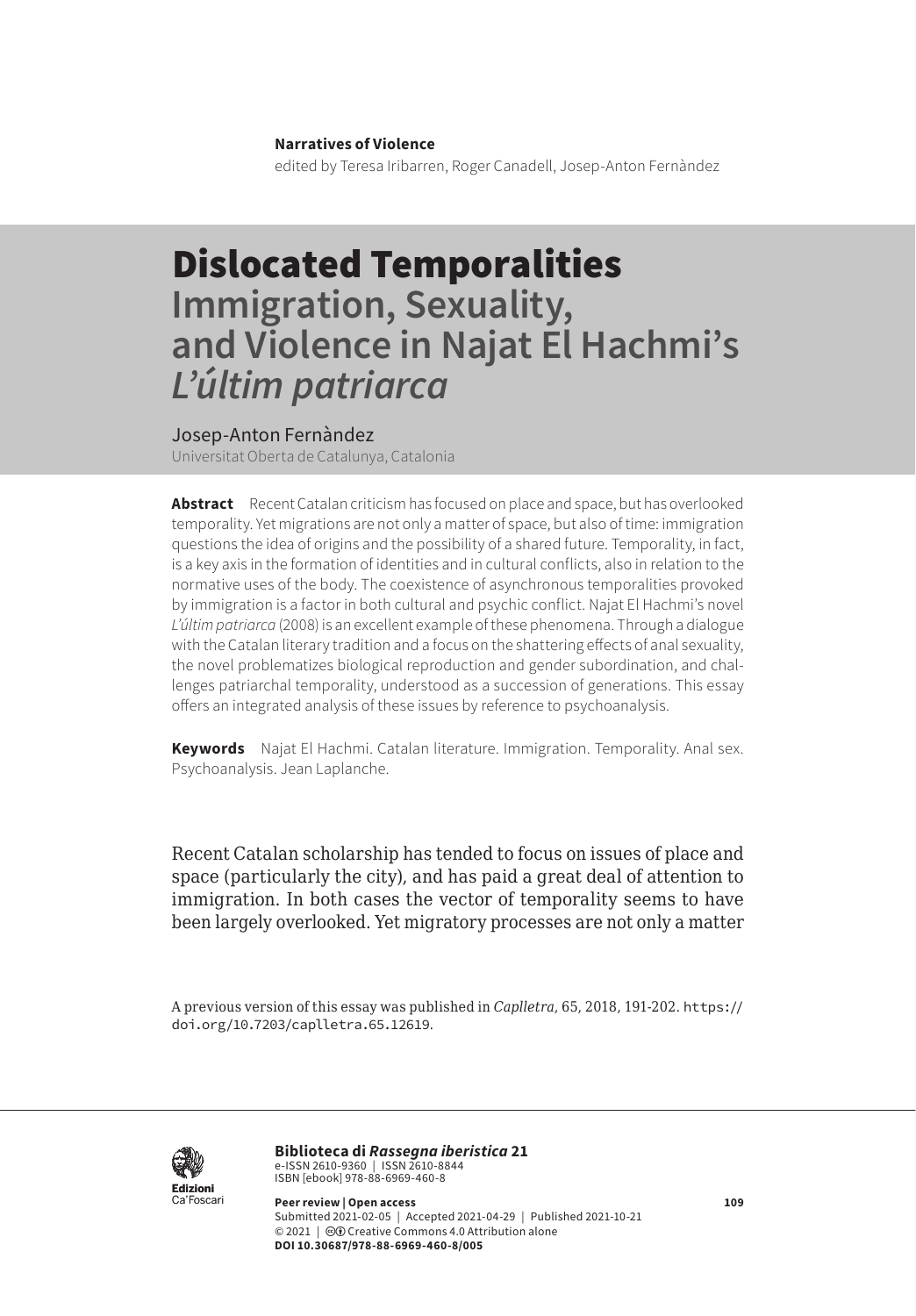**Narratives of Violence**
edited by Teresa Iribarren, Roger Canadell, Josep-Anton Fernàndez

# Dislocated Temporalities
## Immigration, Sexuality, and Violence in Najat El Hachmi's *L'últim patriarca*

Josep-Anton Fernàndez
Universitat Oberta de Catalunya, Catalonia

**Abstract** Recent Catalan criticism has focused on place and space, but has overlooked temporality. Yet migrations are not only a matter of space, but also of time: immigration questions the idea of origins and the possibility of a shared future. Temporality, in fact, is a key axis in the formation of identities and in cultural conflicts, also in relation to the normative uses of the body. The coexistence of asynchronous temporalities provoked by immigration is a factor in both cultural and psychic conflict. Najat El Hachmi's novel *L'últim patriarca* (2008) is an excellent example of these phenomena. Through a dialogue with the Catalan literary tradition and a focus on the shattering effects of anal sexuality, the novel problematizes biological reproduction and gender subordination, and challenges patriarchal temporality, understood as a succession of generations. This essay offers an integrated analysis of these issues by reference to psychoanalysis.

**Keywords** Najat El Hachmi. Catalan literature. Immigration. Temporality. Anal sex. Psychoanalysis. Jean Laplanche.

Recent Catalan scholarship has tended to focus on issues of place and space (particularly the city), and has paid a great deal of attention to immigration. In both cases the vector of temporality seems to have been largely overlooked. Yet migratory processes are not only a matter

A previous version of this essay was published in *Caplletra*, 65, 2018, 191-202. https://doi.org/10.7203/caplletra.65.12619.

**Biblioteca di *Rassegna iberistica* 21**
e-ISSN 2610-9360 | ISSN 2610-8844
ISBN [ebook] 978-88-6969-460-8

**Peer review | Open access**
Submitted 2021-02-05 | Accepted 2021-04-29 | Published 2021-10-21
© 2021 | Creative Commons 4.0 Attribution alone
**DOI 10.30687/978-88-6969-460-8/005**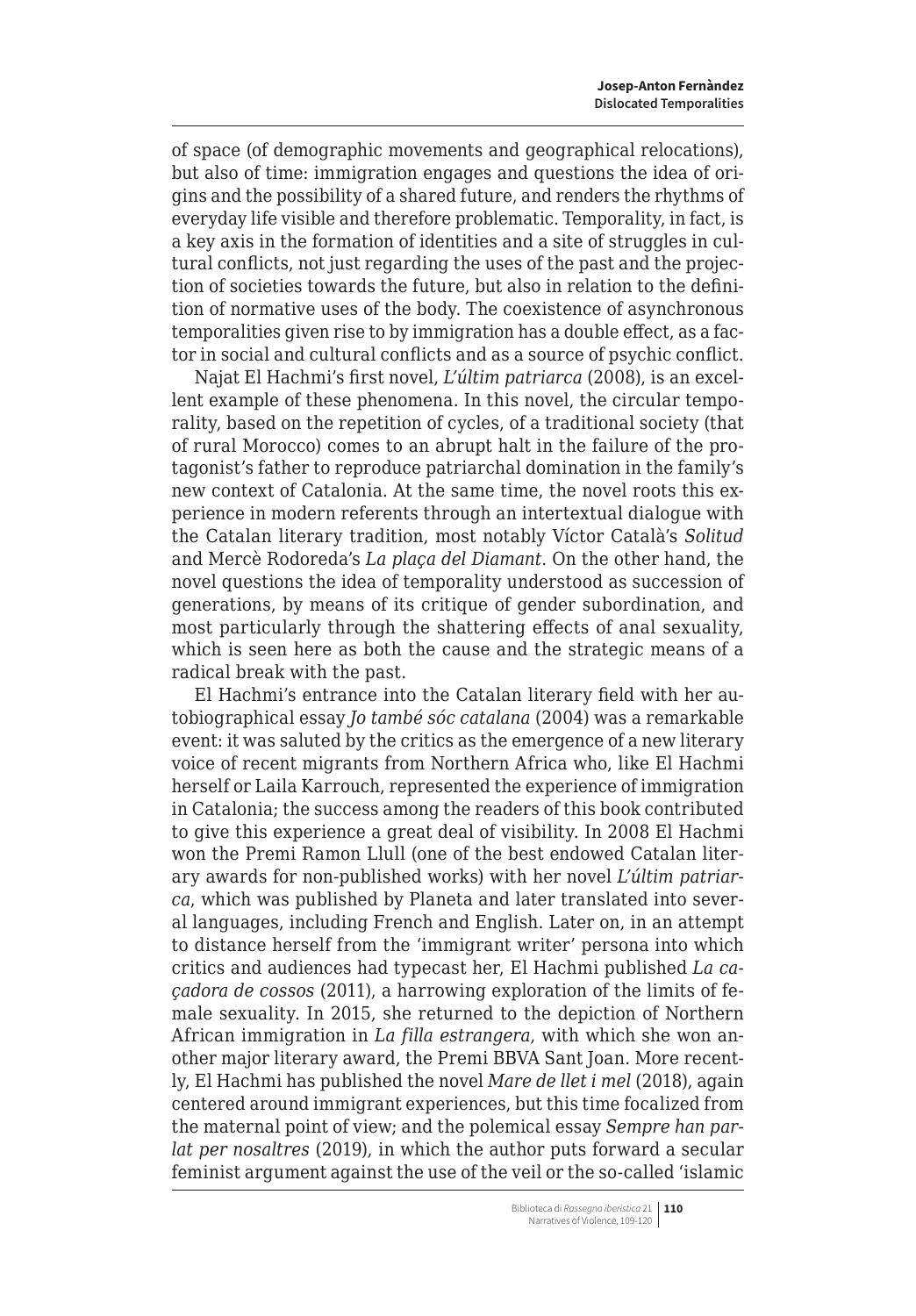of space (of demographic movements and geographical relocations), but also of time: immigration engages and questions the idea of origins and the possibility of a shared future, and renders the rhythms of everyday life visible and therefore problematic. Temporality, in fact, is a key axis in the formation of identities and a site of struggles in cultural conflicts, not just regarding the uses of the past and the projection of societies towards the future, but also in relation to the definition of normative uses of the body. The coexistence of asynchronous temporalities given rise to by immigration has a double effect, as a factor in social and cultural conflicts and as a source of psychic conflict.

Najat El Hachmi's first novel, *L'últim patriarca* (2008), is an excellent example of these phenomena. In this novel, the circular temporality, based on the repetition of cycles, of a traditional society (that of rural Morocco) comes to an abrupt halt in the failure of the protagonist's father to reproduce patriarchal domination in the family's new context of Catalonia. At the same time, the novel roots this experience in modern referents through an intertextual dialogue with the Catalan literary tradition, most notably Víctor Català's *Solitud* and Mercè Rodoreda's *La plaça del Diamant*. On the other hand, the novel questions the idea of temporality understood as succession of generations, by means of its critique of gender subordination, and most particularly through the shattering effects of anal sexuality, which is seen here as both the cause and the strategic means of a radical break with the past.

El Hachmi's entrance into the Catalan literary field with her autobiographical essay *Jo també sóc catalana* (2004) was a remarkable event: it was saluted by the critics as the emergence of a new literary voice of recent migrants from Northern Africa who, like El Hachmi herself or Laila Karrouch, represented the experience of immigration in Catalonia; the success among the readers of this book contributed to give this experience a great deal of visibility. In 2008 El Hachmi won the Premi Ramon Llull (one of the best endowed Catalan literary awards for non-published works) with her novel *L'últim patriarca*, which was published by Planeta and later translated into several languages, including French and English. Later on, in an attempt to distance herself from the 'immigrant writer' persona into which critics and audiences had typecast her, El Hachmi published *La caçadora de cossos* (2011), a harrowing exploration of the limits of female sexuality. In 2015, she returned to the depiction of Northern African immigration in *La filla estrangera*, with which she won another major literary award, the Premi BBVA Sant Joan. More recently, El Hachmi has published the novel *Mare de llet i mel* (2018), again centered around immigrant experiences, but this time focalized from the maternal point of view; and the polemical essay *Sempre han parlat per nosaltres* (2019), in which the author puts forward a secular feminist argument against the use of the veil or the so-called 'islamic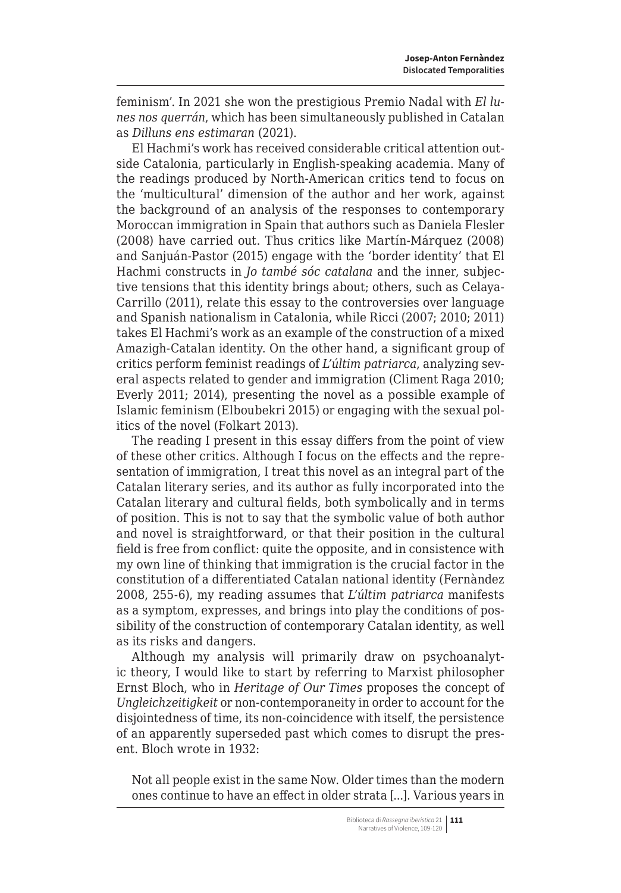feminism'. In 2021 she won the prestigious Premio Nadal with *El lunes nos querrán*, which has been simultaneously published in Catalan as *Dilluns ens estimaran* (2021).

El Hachmi's work has received considerable critical attention outside Catalonia, particularly in English-speaking academia. Many of the readings produced by North-American critics tend to focus on the 'multicultural' dimension of the author and her work, against the background of an analysis of the responses to contemporary Moroccan immigration in Spain that authors such as Daniela Flesler (2008) have carried out. Thus critics like Martín-Márquez (2008) and Sanjuán-Pastor (2015) engage with the 'border identity' that El Hachmi constructs in *Jo també sóc catalana* and the inner, subjective tensions that this identity brings about; others, such as Celaya-Carrillo (2011), relate this essay to the controversies over language and Spanish nationalism in Catalonia, while Ricci (2007; 2010; 2011) takes El Hachmi's work as an example of the construction of a mixed Amazigh-Catalan identity. On the other hand, a significant group of critics perform feminist readings of *L'últim patriarca*, analyzing several aspects related to gender and immigration (Climent Raga 2010; Everly 2011; 2014), presenting the novel as a possible example of Islamic feminism (Elboubekri 2015) or engaging with the sexual politics of the novel (Folkart 2013).

The reading I present in this essay differs from the point of view of these other critics. Although I focus on the effects and the representation of immigration, I treat this novel as an integral part of the Catalan literary series, and its author as fully incorporated into the Catalan literary and cultural fields, both symbolically and in terms of position. This is not to say that the symbolic value of both author and novel is straightforward, or that their position in the cultural field is free from conflict: quite the opposite, and in consistence with my own line of thinking that immigration is the crucial factor in the constitution of a differentiated Catalan national identity (Fernàndez 2008, 255-6), my reading assumes that *L'últim patriarca* manifests as a symptom, expresses, and brings into play the conditions of possibility of the construction of contemporary Catalan identity, as well as its risks and dangers.

Although my analysis will primarily draw on psychoanalytic theory, I would like to start by referring to Marxist philosopher Ernst Bloch, who in *Heritage of Our Times* proposes the concept of *Ungleichzeitigkeit* or non-contemporaneity in order to account for the disjointedness of time, its non-coincidence with itself, the persistence of an apparently superseded past which comes to disrupt the present. Bloch wrote in 1932:

> Not all people exist in the same Now. Older times than the modern ones continue to have an effect in older strata [...]. Various years in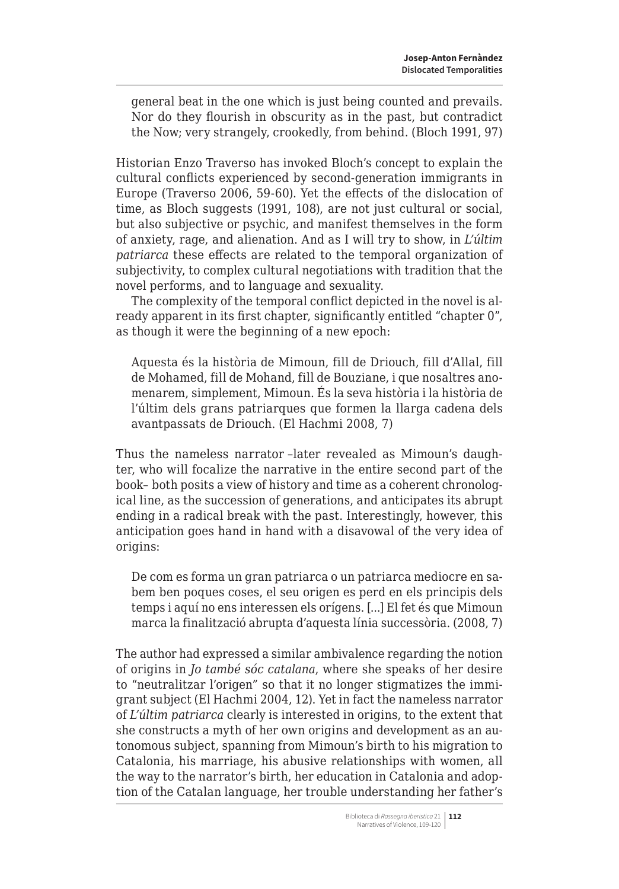general beat in the one which is just being counted and prevails. Nor do they flourish in obscurity as in the past, but contradict the Now; very strangely, crookedly, from behind. (Bloch 1991, 97)

Historian Enzo Traverso has invoked Bloch's concept to explain the cultural conflicts experienced by second-generation immigrants in Europe (Traverso 2006, 59-60). Yet the effects of the dislocation of time, as Bloch suggests (1991, 108), are not just cultural or social, but also subjective or psychic, and manifest themselves in the form of anxiety, rage, and alienation. And as I will try to show, in *L'últim patriarca* these effects are related to the temporal organization of subjectivity, to complex cultural negotiations with tradition that the novel performs, and to language and sexuality.

The complexity of the temporal conflict depicted in the novel is already apparent in its first chapter, significantly entitled "chapter 0", as though it were the beginning of a new epoch:

> Aquesta és la història de Mimoun, fill de Driouch, fill d'Allal, fill de Mohamed, fill de Mohand, fill de Bouziane, i que nosaltres anomenarem, simplement, Mimoun. És la seva història i la història de l'últim dels grans patriarques que formen la llarga cadena dels avantpassats de Driouch. (El Hachmi 2008, 7)

Thus the nameless narrator –later revealed as Mimoun's daughter, who will focalize the narrative in the entire second part of the book– both posits a view of history and time as a coherent chronological line, as the succession of generations, and anticipates its abrupt ending in a radical break with the past. Interestingly, however, this anticipation goes hand in hand with a disavowal of the very idea of origins:

> De com es forma un gran patriarca o un patriarca mediocre en sabem ben poques coses, el seu origen es perd en els principis dels temps i aquí no ens interessen els orígens. [...] El fet és que Mimoun marca la finalització abrupta d'aquesta línia successòria. (2008, 7)

The author had expressed a similar ambivalence regarding the notion of origins in *Jo també sóc catalana*, where she speaks of her desire to "neutralitzar l'origen" so that it no longer stigmatizes the immigrant subject (El Hachmi 2004, 12). Yet in fact the nameless narrator of *L'últim patriarca* clearly is interested in origins, to the extent that she constructs a myth of her own origins and development as an autonomous subject, spanning from Mimoun's birth to his migration to Catalonia, his marriage, his abusive relationships with women, all the way to the narrator's birth, her education in Catalonia and adoption of the Catalan language, her trouble understanding her father's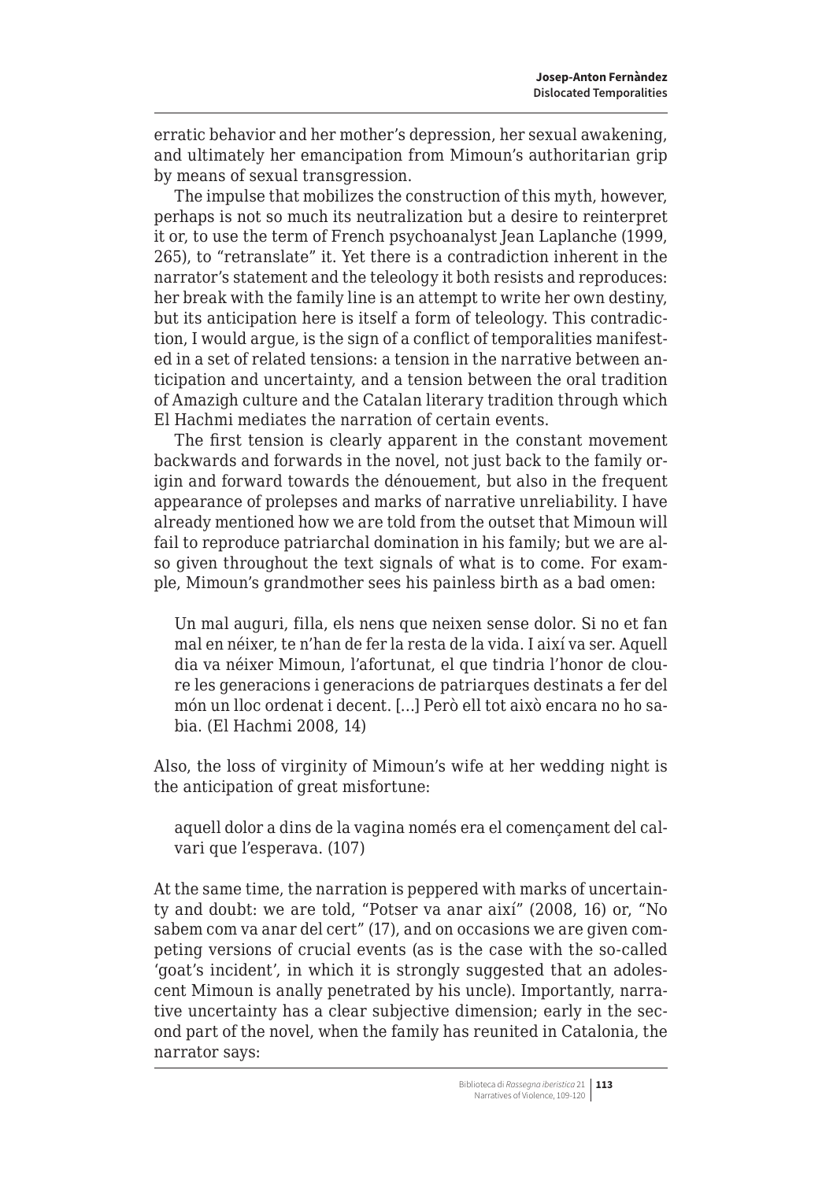erratic behavior and her mother's depression, her sexual awakening, and ultimately her emancipation from Mimoun's authoritarian grip by means of sexual transgression.

The impulse that mobilizes the construction of this myth, however, perhaps is not so much its neutralization but a desire to reinterpret it or, to use the term of French psychoanalyst Jean Laplanche (1999, 265), to "retranslate" it. Yet there is a contradiction inherent in the narrator's statement and the teleology it both resists and reproduces: her break with the family line is an attempt to write her own destiny, but its anticipation here is itself a form of teleology. This contradiction, I would argue, is the sign of a conflict of temporalities manifested in a set of related tensions: a tension in the narrative between anticipation and uncertainty, and a tension between the oral tradition of Amazigh culture and the Catalan literary tradition through which El Hachmi mediates the narration of certain events.

The first tension is clearly apparent in the constant movement backwards and forwards in the novel, not just back to the family origin and forward towards the dénouement, but also in the frequent appearance of prolepses and marks of narrative unreliability. I have already mentioned how we are told from the outset that Mimoun will fail to reproduce patriarchal domination in his family; but we are also given throughout the text signals of what is to come. For example, Mimoun's grandmother sees his painless birth as a bad omen:

> Un mal auguri, filla, els nens que neixen sense dolor. Si no et fan mal en néixer, te n'han de fer la resta de la vida. I així va ser. Aquell dia va néixer Mimoun, l'afortunat, el que tindria l'honor de cloure les generacions i generacions de patriarques destinats a fer del món un lloc ordenat i decent. [...] Però ell tot això encara no ho sabia. (El Hachmi 2008, 14)

Also, the loss of virginity of Mimoun's wife at her wedding night is the anticipation of great misfortune:

> aquell dolor a dins de la vagina només era el començament del calvari que l'esperava. (107)

At the same time, the narration is peppered with marks of uncertainty and doubt: we are told, "Potser va anar així" (2008, 16) or, "No sabem com va anar del cert" (17), and on occasions we are given competing versions of crucial events (as is the case with the so-called 'goat's incident', in which it is strongly suggested that an adolescent Mimoun is anally penetrated by his uncle). Importantly, narrative uncertainty has a clear subjective dimension; early in the second part of the novel, when the family has reunited in Catalonia, the narrator says: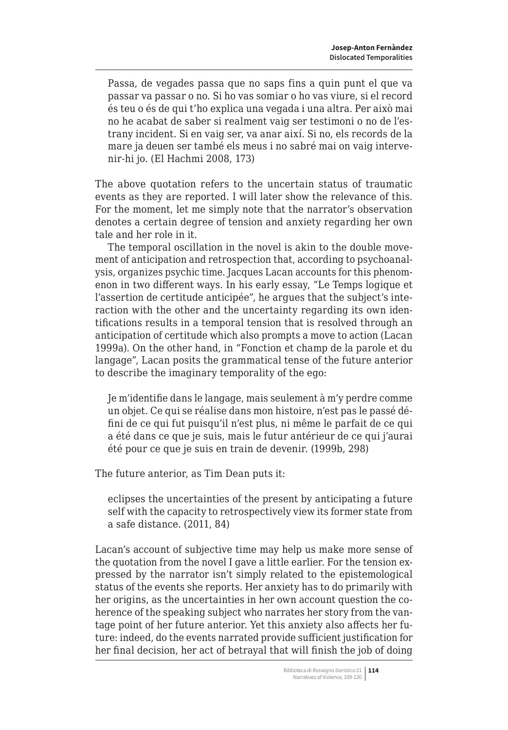> Passa, de vegades passa que no saps fins a quin punt el que va passar va passar o no. Si ho vas somiar o ho vas viure, si el record és teu o és de qui t'ho explica una vegada i una altra. Per això mai no he acabat de saber si realment vaig ser testimoni o no de l'estrany incident. Si en vaig ser, va anar així. Si no, els records de la mare ja deuen ser també els meus i no sabré mai on vaig intervenir-hi jo. (El Hachmi 2008, 173)

The above quotation refers to the uncertain status of traumatic events as they are reported. I will later show the relevance of this. For the moment, let me simply note that the narrator's observation denotes a certain degree of tension and anxiety regarding her own tale and her role in it.

The temporal oscillation in the novel is akin to the double movement of anticipation and retrospection that, according to psychoanalysis, organizes psychic time. Jacques Lacan accounts for this phenomenon in two different ways. In his early essay, "Le Temps logique et l'assertion de certitude anticipée", he argues that the subject's interaction with the other and the uncertainty regarding its own identifications results in a temporal tension that is resolved through an anticipation of certitude which also prompts a move to action (Lacan 1999a). On the other hand, in "Fonction et champ de la parole et du langage", Lacan posits the grammatical tense of the future anterior to describe the imaginary temporality of the ego:

> Je m'identifie dans le langage, mais seulement à m'y perdre comme un objet. Ce qui se réalise dans mon histoire, n'est pas le passé défini de ce qui fut puisqu'il n'est plus, ni même le parfait de ce qui a été dans ce que je suis, mais le futur antérieur de ce qui j'aurai été pour ce que je suis en train de devenir. (1999b, 298)

The future anterior, as Tim Dean puts it:

> eclipses the uncertainties of the present by anticipating a future self with the capacity to retrospectively view its former state from a safe distance. (2011, 84)

Lacan's account of subjective time may help us make more sense of the quotation from the novel I gave a little earlier. For the tension expressed by the narrator isn't simply related to the epistemological status of the events she reports. Her anxiety has to do primarily with her origins, as the uncertainties in her own account question the coherence of the speaking subject who narrates her story from the vantage point of her future anterior. Yet this anxiety also affects her future: indeed, do the events narrated provide sufficient justification for her final decision, her act of betrayal that will finish the job of doing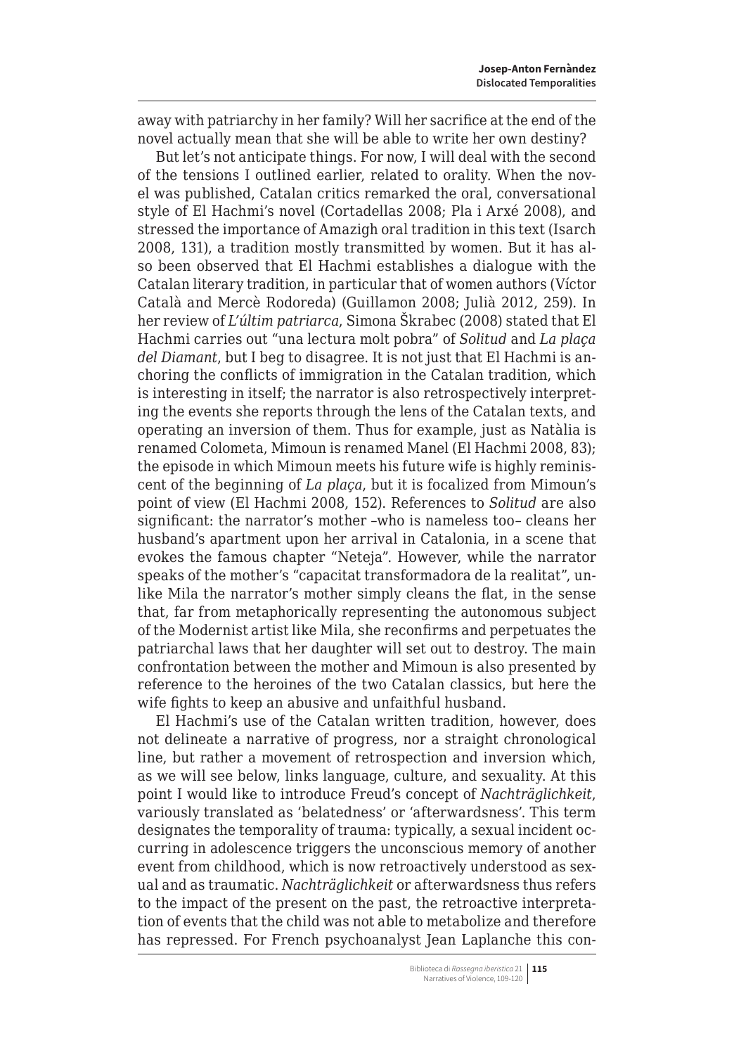away with patriarchy in her family? Will her sacrifice at the end of the novel actually mean that she will be able to write her own destiny?

But let's not anticipate things. For now, I will deal with the second of the tensions I outlined earlier, related to orality. When the novel was published, Catalan critics remarked the oral, conversational style of El Hachmi's novel (Cortadellas 2008; Pla i Arxé 2008), and stressed the importance of Amazigh oral tradition in this text (Isarch 2008, 131), a tradition mostly transmitted by women. But it has also been observed that El Hachmi establishes a dialogue with the Catalan literary tradition, in particular that of women authors (Víctor Català and Mercè Rodoreda) (Guillamon 2008; Julià 2012, 259). In her review of *L'últim patriarca*, Simona Škrabec (2008) stated that El Hachmi carries out "una lectura molt pobra" of *Solitud* and *La plaça del Diamant*, but I beg to disagree. It is not just that El Hachmi is anchoring the conflicts of immigration in the Catalan tradition, which is interesting in itself; the narrator is also retrospectively interpreting the events she reports through the lens of the Catalan texts, and operating an inversion of them. Thus for example, just as Natàlia is renamed Colometa, Mimoun is renamed Manel (El Hachmi 2008, 83); the episode in which Mimoun meets his future wife is highly reminiscent of the beginning of *La plaça*, but it is focalized from Mimoun's point of view (El Hachmi 2008, 152). References to *Solitud* are also significant: the narrator's mother –who is nameless too– cleans her husband's apartment upon her arrival in Catalonia, in a scene that evokes the famous chapter "Neteja". However, while the narrator speaks of the mother's "capacitat transformadora de la realitat", unlike Mila the narrator's mother simply cleans the flat, in the sense that, far from metaphorically representing the autonomous subject of the Modernist artist like Mila, she reconfirms and perpetuates the patriarchal laws that her daughter will set out to destroy. The main confrontation between the mother and Mimoun is also presented by reference to the heroines of the two Catalan classics, but here the wife fights to keep an abusive and unfaithful husband.

El Hachmi's use of the Catalan written tradition, however, does not delineate a narrative of progress, nor a straight chronological line, but rather a movement of retrospection and inversion which, as we will see below, links language, culture, and sexuality. At this point I would like to introduce Freud's concept of *Nachträglichkeit*, variously translated as 'belatedness' or 'afterwardsness'. This term designates the temporality of trauma: typically, a sexual incident occurring in adolescence triggers the unconscious memory of another event from childhood, which is now retroactively understood as sexual and as traumatic. *Nachträglichkeit* or afterwardsness thus refers to the impact of the present on the past, the retroactive interpretation of events that the child was not able to metabolize and therefore has repressed. For French psychoanalyst Jean Laplanche this con-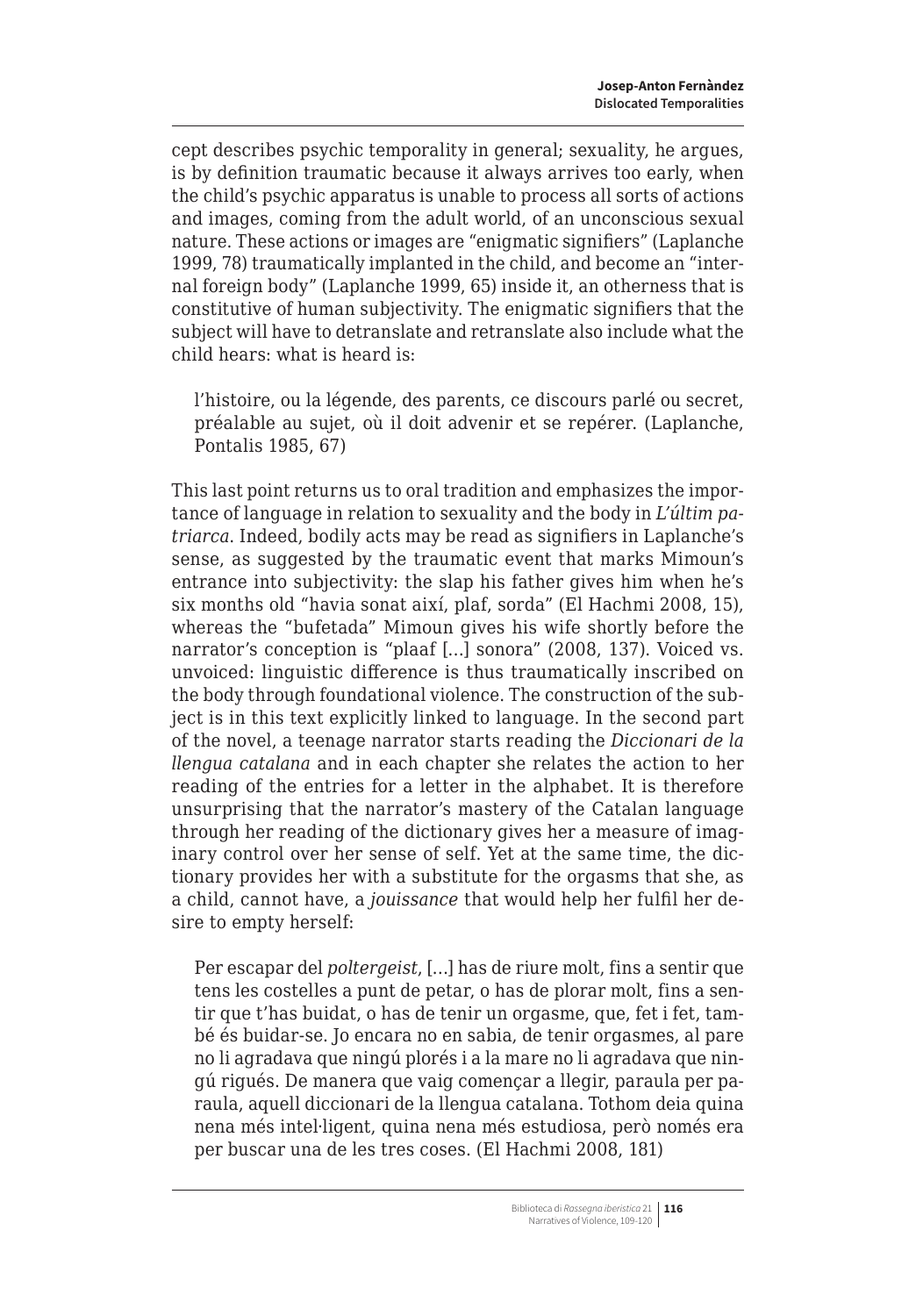cept describes psychic temporality in general; sexuality, he argues, is by definition traumatic because it always arrives too early, when the child's psychic apparatus is unable to process all sorts of actions and images, coming from the adult world, of an unconscious sexual nature. These actions or images are "enigmatic signifiers" (Laplanche 1999, 78) traumatically implanted in the child, and become an "internal foreign body" (Laplanche 1999, 65) inside it, an otherness that is constitutive of human subjectivity. The enigmatic signifiers that the subject will have to detranslate and retranslate also include what the child hears: what is heard is:

> l'histoire, ou la légende, des parents, ce discours parlé ou secret, préalable au sujet, où il doit advenir et se repérer. (Laplanche, Pontalis 1985, 67)

This last point returns us to oral tradition and emphasizes the importance of language in relation to sexuality and the body in *L'últim patriarca*. Indeed, bodily acts may be read as signifiers in Laplanche's sense, as suggested by the traumatic event that marks Mimoun's entrance into subjectivity: the slap his father gives him when he's six months old "havia sonat així, plaf, sorda" (El Hachmi 2008, 15), whereas the "bufetada" Mimoun gives his wife shortly before the narrator's conception is "plaaf [...] sonora" (2008, 137). Voiced vs. unvoiced: linguistic difference is thus traumatically inscribed on the body through foundational violence. The construction of the subject is in this text explicitly linked to language. In the second part of the novel, a teenage narrator starts reading the *Diccionari de la llengua catalana* and in each chapter she relates the action to her reading of the entries for a letter in the alphabet. It is therefore unsurprising that the narrator's mastery of the Catalan language through her reading of the dictionary gives her a measure of imaginary control over her sense of self. Yet at the same time, the dictionary provides her with a substitute for the orgasms that she, as a child, cannot have, a *jouissance* that would help her fulfil her desire to empty herself:

> Per escapar del *poltergeist*, [...] has de riure molt, fins a sentir que tens les costelles a punt de petar, o has de plorar molt, fins a sentir que t'has buidat, o has de tenir un orgasme, que, fet i fet, també és buidar-se. Jo encara no en sabia, de tenir orgasmes, al pare no li agradava que ningú plorés i a la mare no li agradava que ningú rigués. De manera que vaig començar a llegir, paraula per paraula, aquell diccionari de la llengua catalana. Tothom deia quina nena més intel·ligent, quina nena més estudiosa, però només era per buscar una de les tres coses. (El Hachmi 2008, 181)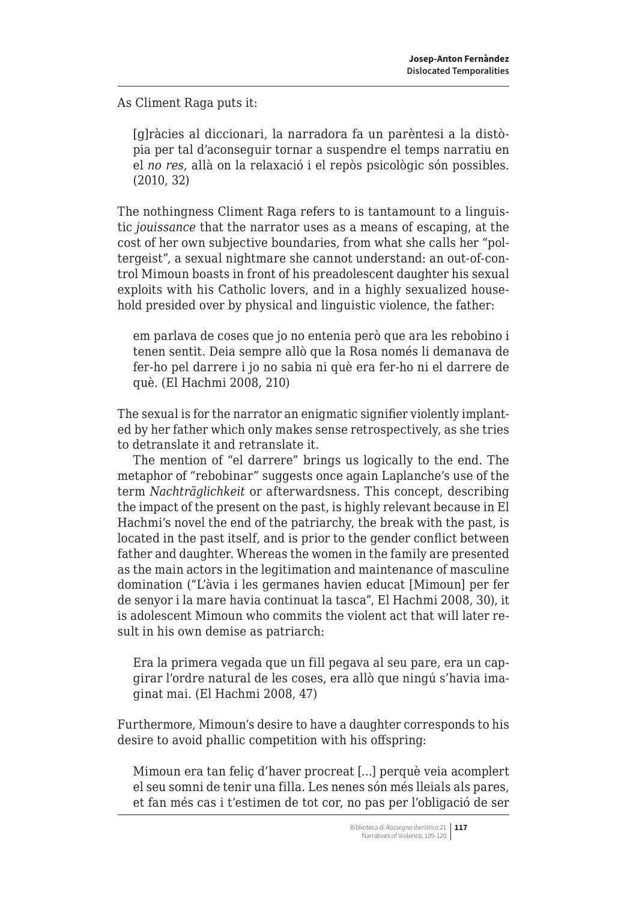As Climent Raga puts it:

> [g]ràcies al diccionari, la narradora fa un parèntesi a la distòpia per tal d'aconseguir tornar a suspendre el temps narratiu en el *no res*, allà on la relaxació i el repòs psicològic són possibles. (2010, 32)

The nothingness Climent Raga refers to is tantamount to a linguistic *jouissance* that the narrator uses as a means of escaping, at the cost of her own subjective boundaries, from what she calls her "poltergeist", a sexual nightmare she cannot understand: an out-of-control Mimoun boasts in front of his preadolescent daughter his sexual exploits with his Catholic lovers, and in a highly sexualized household presided over by physical and linguistic violence, the father:

> em parlava de coses que jo no entenia però que ara les rebobino i tenen sentit. Deia sempre allò que la Rosa només li demanava de fer-ho pel darrere i jo no sabia ni què era fer-ho ni el darrere de què. (El Hachmi 2008, 210)

The sexual is for the narrator an enigmatic signifier violently implanted by her father which only makes sense retrospectively, as she tries to detranslate it and retranslate it.

The mention of "el darrere" brings us logically to the end. The metaphor of "rebobinar" suggests once again Laplanche's use of the term *Nachträglichkeit* or afterwardsness. This concept, describing the impact of the present on the past, is highly relevant because in El Hachmi's novel the end of the patriarchy, the break with the past, is located in the past itself, and is prior to the gender conflict between father and daughter. Whereas the women in the family are presented as the main actors in the legitimation and maintenance of masculine domination ("L'àvia i les germanes havien educat [Mimoun] per fer de senyor i la mare havia continuat la tasca", El Hachmi 2008, 30), it is adolescent Mimoun who commits the violent act that will later result in his own demise as patriarch:

> Era la primera vegada que un fill pegava al seu pare, era un capgirar l'ordre natural de les coses, era allò que ningú s'havia imaginat mai. (El Hachmi 2008, 47)

Furthermore, Mimoun's desire to have a daughter corresponds to his desire to avoid phallic competition with his offspring:

> Mimoun era tan feliç d'haver procreat [...] perquè veia acomplert el seu somni de tenir una filla. Les nenes són més lleials als pares, et fan més cas i t'estimen de tot cor, no pas per l'obligació de ser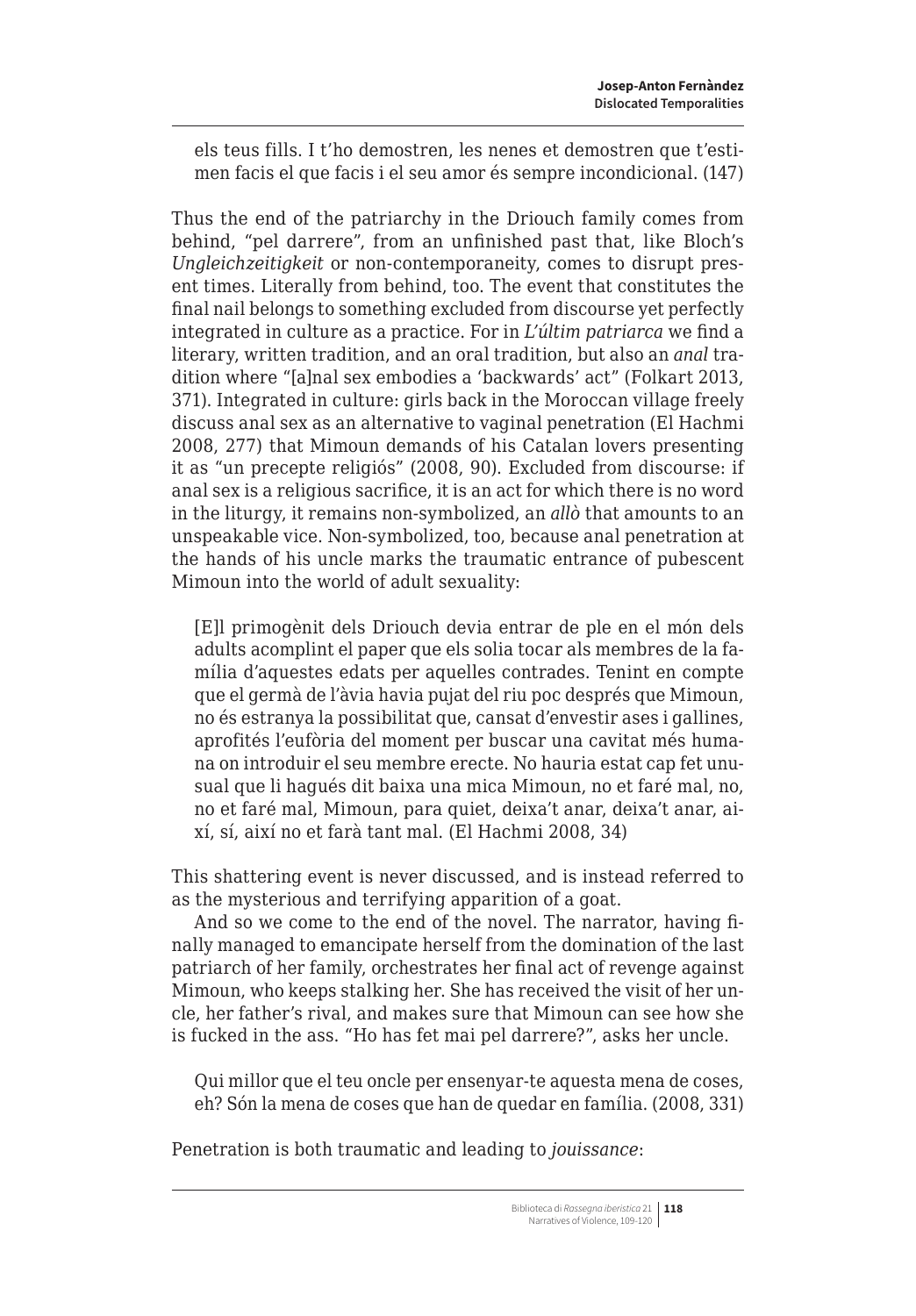els teus fills. I t'ho demostren, les nenes et demostren que t'estimen facis el que facis i el seu amor és sempre incondicional. (147)

Thus the end of the patriarchy in the Driouch family comes from behind, "pel darrere", from an unfinished past that, like Bloch's *Ungleichzeitigkeit* or non-contemporaneity, comes to disrupt present times. Literally from behind, too. The event that constitutes the final nail belongs to something excluded from discourse yet perfectly integrated in culture as a practice. For in *L'últim patriarca* we find a literary, written tradition, and an oral tradition, but also an *anal* tradition where "[a]nal sex embodies a 'backwards' act" (Folkart 2013, 371). Integrated in culture: girls back in the Moroccan village freely discuss anal sex as an alternative to vaginal penetration (El Hachmi 2008, 277) that Mimoun demands of his Catalan lovers presenting it as "un precepte religiós" (2008, 90). Excluded from discourse: if anal sex is a religious sacrifice, it is an act for which there is no word in the liturgy, it remains non-symbolized, an *allò* that amounts to an unspeakable vice. Non-symbolized, too, because anal penetration at the hands of his uncle marks the traumatic entrance of pubescent Mimoun into the world of adult sexuality:

> [E]l primogènit dels Driouch devia entrar de ple en el món dels adults acomplint el paper que els solia tocar als membres de la família d'aquestes edats per aquelles contrades. Tenint en compte que el germà de l'àvia havia pujat del riu poc després que Mimoun, no és estranya la possibilitat que, cansat d'envestir ases i gallines, aprofités l'eufòria del moment per buscar una cavitat més humana on introduir el seu membre erecte. No hauria estat cap fet unusual que li hagués dit baixa una mica Mimoun, no et faré mal, no, no et faré mal, Mimoun, para quiet, deixa't anar, deixa't anar, així, sí, així no et farà tant mal. (El Hachmi 2008, 34)

This shattering event is never discussed, and is instead referred to as the mysterious and terrifying apparition of a goat.

And so we come to the end of the novel. The narrator, having finally managed to emancipate herself from the domination of the last patriarch of her family, orchestrates her final act of revenge against Mimoun, who keeps stalking her. She has received the visit of her uncle, her father's rival, and makes sure that Mimoun can see how she is fucked in the ass. "Ho has fet mai pel darrere?", asks her uncle.

> Qui millor que el teu oncle per ensenyar-te aquesta mena de coses, eh? Són la mena de coses que han de quedar en família. (2008, 331)

Penetration is both traumatic and leading to *jouissance*: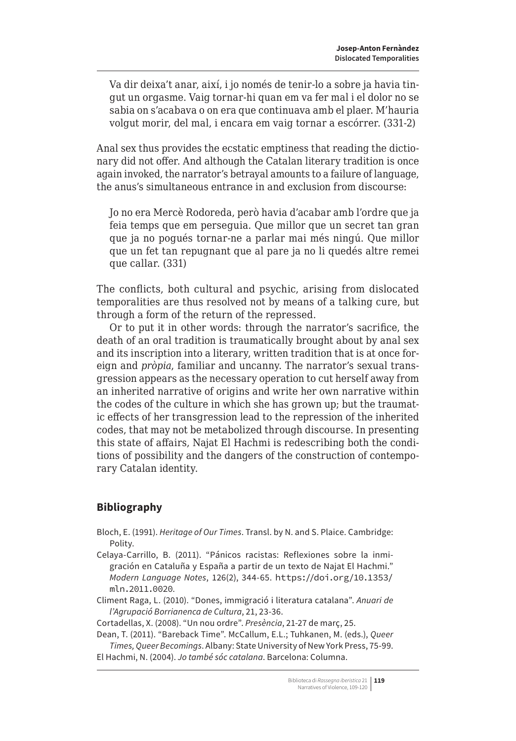> Va dir deixa't anar, així, i jo només de tenir-lo a sobre ja havia tingut un orgasme. Vaig tornar-hi quan em va fer mal i el dolor no se sabia on s'acabava o on era que continuava amb el plaer. M'hauria volgut morir, del mal, i encara em vaig tornar a escórrer. (331-2)

Anal sex thus provides the ecstatic emptiness that reading the dictionary did not offer. And although the Catalan literary tradition is once again invoked, the narrator's betrayal amounts to a failure of language, the anus's simultaneous entrance in and exclusion from discourse:

> Jo no era Mercè Rodoreda, però havia d'acabar amb l'ordre que ja feia temps que em perseguia. Que millor que un secret tan gran que ja no pogués tornar-ne a parlar mai més ningú. Que millor que un fet tan repugnant que al pare ja no li quedés altre remei que callar. (331)

The conflicts, both cultural and psychic, arising from dislocated temporalities are thus resolved not by means of a talking cure, but through a form of the return of the repressed.

Or to put it in other words: through the narrator's sacrifice, the death of an oral tradition is traumatically brought about by anal sex and its inscription into a literary, written tradition that is at once foreign and *pròpia*, familiar and uncanny. The narrator's sexual transgression appears as the necessary operation to cut herself away from an inherited narrative of origins and write her own narrative within the codes of the culture in which she has grown up; but the traumatic effects of her transgression lead to the repression of the inherited codes, that may not be metabolized through discourse. In presenting this state of affairs, Najat El Hachmi is redescribing both the conditions of possibility and the dangers of the construction of contemporary Catalan identity.

## Bibliography

Bloch, E. (1991). *Heritage of Our Times*. Transl. by N. and S. Plaice. Cambridge: Polity.

Celaya-Carrillo, B. (2011). "Pánicos racistas: Reflexiones sobre la inmigración en Cataluña y España a partir de un texto de Najat El Hachmi." *Modern Language Notes*, 126(2), 344-65. https://doi.org/10.1353/mln.2011.0020.

Climent Raga, L. (2010). "Dones, immigració i literatura catalana". *Anuari de l'Agrupació Borrianenca de Cultura*, 21, 23-36.

Cortadellas, X. (2008). "Un nou ordre". *Presència*, 21-27 de març, 25.

Dean, T. (2011). "Bareback Time". McCallum, E.L.; Tuhkanen, M. (eds.), *Queer Times, Queer Becomings*. Albany: State University of New York Press, 75-99.

El Hachmi, N. (2004). *Jo també sóc catalana*. Barcelona: Columna.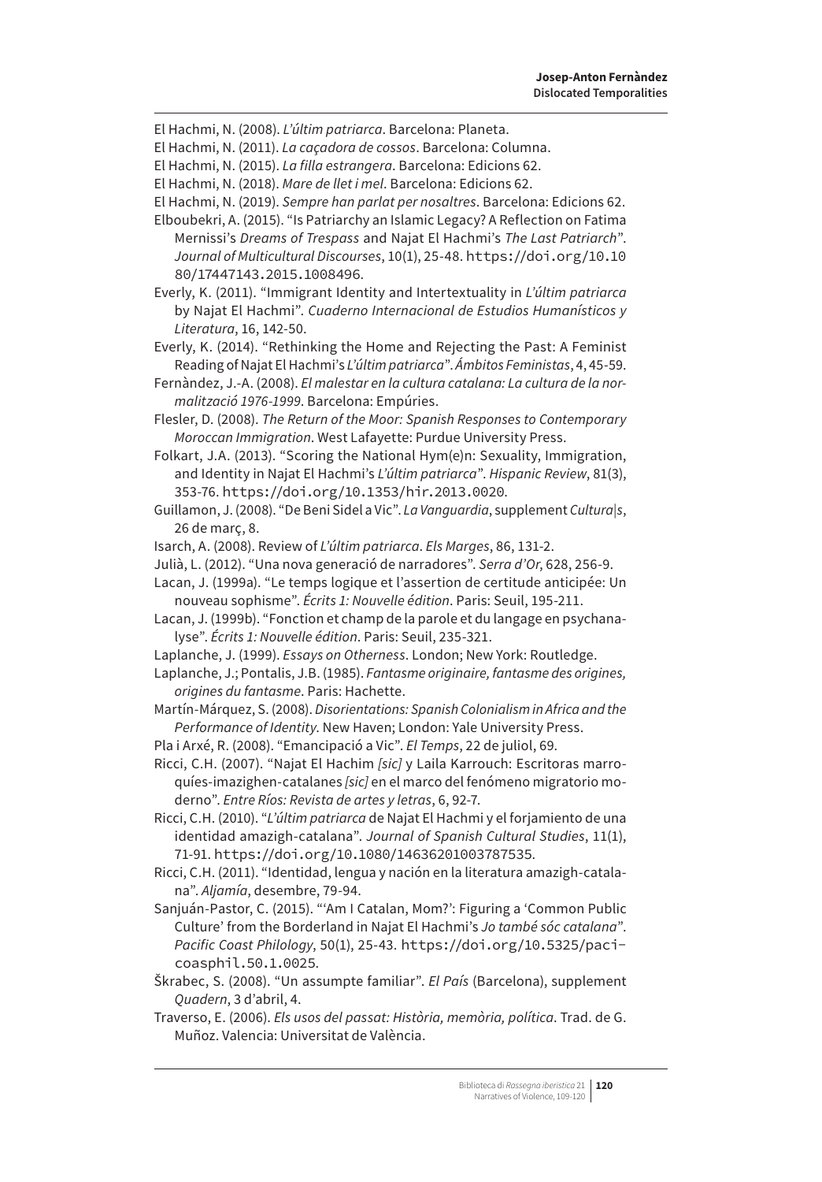El Hachmi, N. (2008). *L'últim patriarca*. Barcelona: Planeta.

El Hachmi, N. (2011). *La caçadora de cossos*. Barcelona: Columna.

El Hachmi, N. (2015). *La filla estrangera*. Barcelona: Edicions 62.

El Hachmi, N. (2018). *Mare de llet i mel*. Barcelona: Edicions 62.

El Hachmi, N. (2019). *Sempre han parlat per nosaltres*. Barcelona: Edicions 62.

Elboubekri, A. (2015). "Is Patriarchy an Islamic Legacy? A Reflection on Fatima Mernissi's *Dreams of Trespass* and Najat El Hachmi's *The Last Patriarch*". *Journal of Multicultural Discourses*, 10(1), 25-48. https://doi.org/10.1080/17447143.2015.1008496.

Everly, K. (2011). "Immigrant Identity and Intertextuality in *L'últim patriarca* by Najat El Hachmi". *Cuaderno Internacional de Estudios Humanísticos y Literatura*, 16, 142-50.

Everly, K. (2014). "Rethinking the Home and Rejecting the Past: A Feminist Reading of Najat El Hachmi's *L'últim patriarca*". *Ámbitos Feministas*, 4, 45-59.

Fernàndez, J.-A. (2008). *El malestar en la cultura catalana: La cultura de la normalització 1976-1999*. Barcelona: Empúries.

Flesler, D. (2008). *The Return of the Moor: Spanish Responses to Contemporary Moroccan Immigration*. West Lafayette: Purdue University Press.

Folkart, J.A. (2013). "Scoring the National Hym(e)n: Sexuality, Immigration, and Identity in Najat El Hachmi's *L'últim patriarca*". *Hispanic Review*, 81(3), 353-76. https://doi.org/10.1353/hir.2013.0020.

Guillamon, J. (2008). "De Beni Sidel a Vic". *La Vanguardia*, supplement *Cultura|s*, 26 de març, 8.

Isarch, A. (2008). Review of *L'últim patriarca*. *Els Marges*, 86, 131-2.

Julià, L. (2012). "Una nova generació de narradores". *Serra d'Or*, 628, 256-9.

Lacan, J. (1999a). "Le temps logique et l'assertion de certitude anticipée: Un nouveau sophisme". *Écrits 1: Nouvelle édition*. Paris: Seuil, 195-211.

Lacan, J. (1999b). "Fonction et champ de la parole et du langage en psychanalyse". *Écrits 1: Nouvelle édition*. Paris: Seuil, 235-321.

Laplanche, J. (1999). *Essays on Otherness*. London; New York: Routledge.

Laplanche, J.; Pontalis, J.B. (1985). *Fantasme originaire, fantasme des origines, origines du fantasme*. Paris: Hachette.

Martín-Márquez, S. (2008). *Disorientations: Spanish Colonialism in Africa and the Performance of Identity*. New Haven; London: Yale University Press.

Pla i Arxé, R. (2008). "Emancipació a Vic". *El Temps*, 22 de juliol, 69.

Ricci, C.H. (2007). "Najat El Hachim *[sic]* y Laila Karrouch: Escritoras marroquíes-imazighen-catalanes *[sic]* en el marco del fenómeno migratorio moderno". *Entre Ríos: Revista de artes y letras*, 6, 92-7.

Ricci, C.H. (2010). "*L'últim patriarca* de Najat El Hachmi y el forjamiento de una identidad amazigh-catalana". *Journal of Spanish Cultural Studies*, 11(1), 71-91. https://doi.org/10.1080/14636201003787535.

Ricci, C.H. (2011). "Identidad, lengua y nación en la literatura amazigh-catalana". *Aljamía*, desembre, 79-94.

Sanjuán-Pastor, C. (2015). "'Am I Catalan, Mom?': Figuring a 'Common Public Culture' from the Borderland in Najat El Hachmi's *Jo també sóc catalana*". *Pacific Coast Philology*, 50(1), 25-43. https://doi.org/10.5325/pacificcoasphil.50.1.0025.

Škrabec, S. (2008). "Un assumpte familiar". *El País* (Barcelona), supplement *Quadern*, 3 d'abril, 4.

Traverso, E. (2006). *Els usos del passat: Història, memòria, política*. Trad. de G. Muñoz. Valencia: Universitat de València.